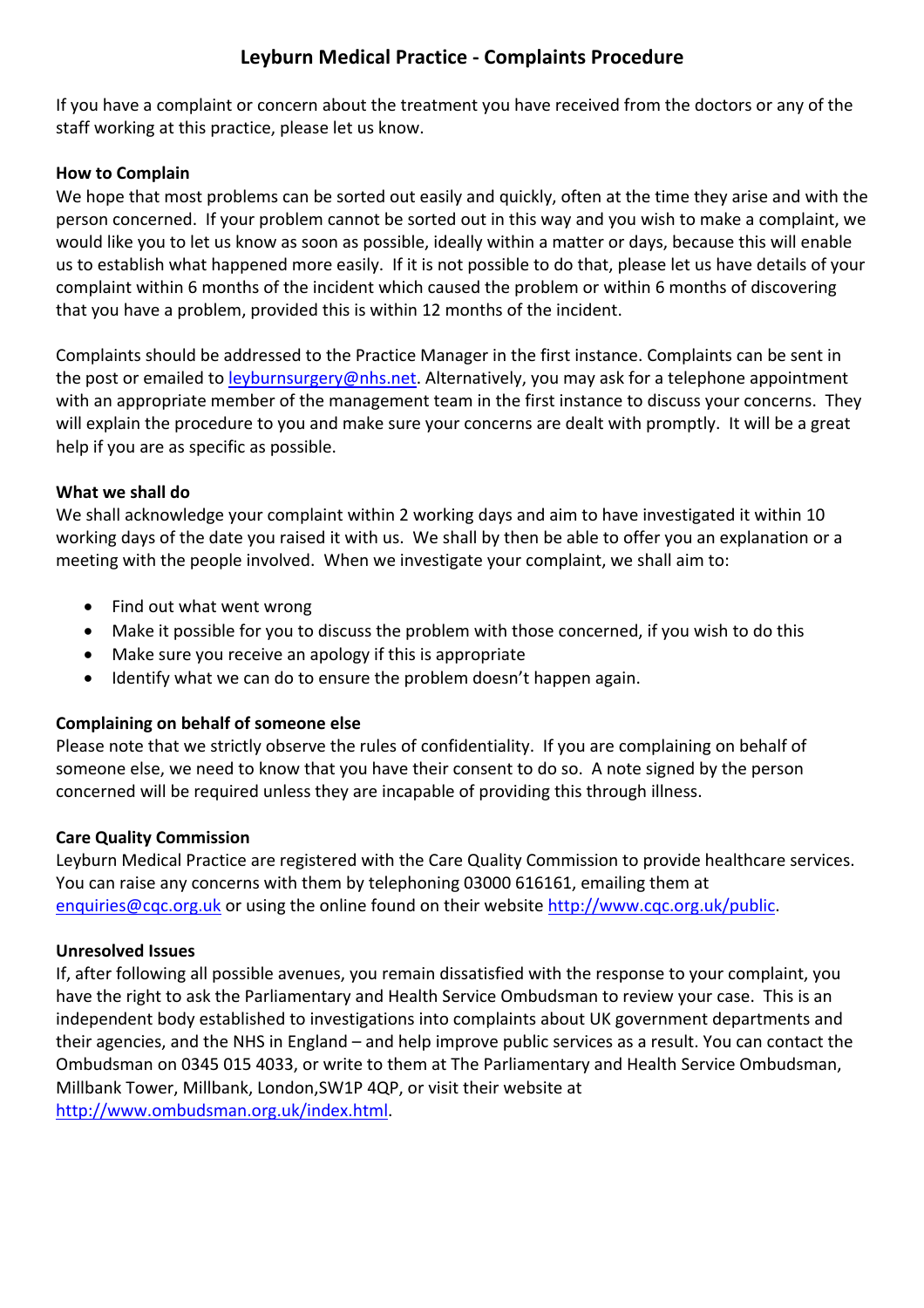# Leyburn Medical Practice - Complaints Procedure

If you have a complaint or concern about the treatment you have received from the doctors or any of the staff working at this practice, please let us know.

**How to Complain**

We hope that most problems can be sorted out easily and quickly, often at the time they arise and with the person concerned. If your problem cannot be sorted out in this way and you wish to make a complaint, we would like you to let us know as soon as possible, ideally within a matter or days, because this will enable us to establish what happened more easily. If it is not possible to do that, please let us have details of your complaint within 6 months of the incident which caused the problem or within 6 months of discovering that you have a problem, provided this is within 12 months of the incident.

Complaints should be addressed to the Practice Manager in the first instance. Complaints can be sent in the post or emailed to leyburnsurgery@nhs.net. Alternatively, you may ask for a telephone appointment with an appropriate member of the management team in the first instance to discuss your concerns. They will explain the procedure to you and make sure your concerns are dealt with promptly. It will be a great help if you are as specific as possible.

**What we shall do**

We shall acknowledge your complaint within 2 working days and aim to have investigated it within 10 working days of the date you raised it with us. We shall by then be able to offer you an explanation or a meeting with the people involved. When we investigate your complaint, we shall aim to:

- Find out what went wrong
- Make it possible for you to discuss the problem with those concerned, if you wish to do this
- Make sure you receive an apology if this is appropriate
- Identify what we can do to ensure the problem doesn't happen again.

**Complaining on behalf of someone else**

Please note that we strictly observe the rules of confidentiality. If you are complaining on behalf of someone else, we need to know that you have their consent to do so. A note signed by the person concerned will be required unless they are incapable of providing this through illness.

**Care Quality Commission**

Leyburn Medical Practice are registered with the Care Quality Commission to provide healthcare services. You can raise any concerns with them by telephoning 03000 616161, emailing them at enquiries@cqc.org.uk or using the online found on their website http://www.cqc.org.uk/public.

**Unresolved Issues**

If, after following all possible avenues, you remain dissatisfied with the response to your complaint, you have the right to ask the Parliamentary and Health Service Ombudsman to review your case. This is an independent body established to investigations into complaints about UK government departments and their agencies, and the NHS in England – and help improve public services as a result. You can contact the Ombudsman on 0345 015 4033, or write to them at The Parliamentary and Health Service Ombudsman, Millbank Tower, Millbank, London,SW1P 4QP, or visit their website at http://www.ombudsman.org.uk/index.html.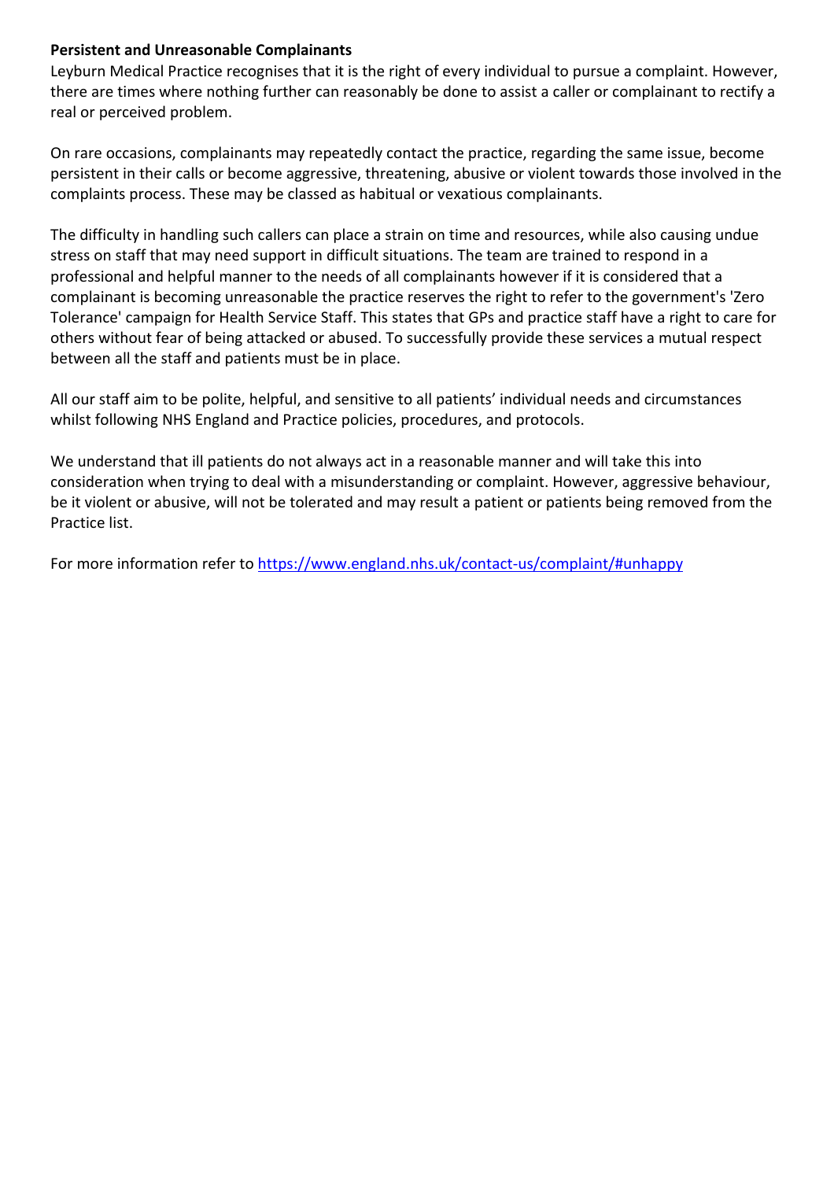**Persistent and Unreasonable Complainants**

Leyburn Medical Practice recognises that it is the right of every individual to pursue a complaint. However, there are times where nothing further can reasonably be done to assist a caller or complainant to rectify a real or perceived problem.

On rare occasions, complainants may repeatedly contact the practice, regarding the same issue, become persistent in their calls or become aggressive, threatening, abusive or violent towards those involved in the complaints process. These may be classed as habitual or vexatious complainants.

The difficulty in handling such callers can place a strain on time and resources, while also causing undue stress on staff that may need support in difficult situations. The team are trained to respond in a professional and helpful manner to the needs of all complainants however if it is considered that a complainant is becoming unreasonable the practice reserves the right to refer to the government's 'Zero Tolerance' campaign for Health Service Staff. This states that GPs and practice staff have a right to care for others without fear of being attacked or abused. To successfully provide these services a mutual respect between all the staff and patients must be in place.

All our staff aim to be polite, helpful, and sensitive to all patients' individual needs and circumstances whilst following NHS England and Practice policies, procedures, and protocols.

We understand that ill patients do not always act in a reasonable manner and will take this into consideration when trying to deal with a misunderstanding or complaint. However, aggressive behaviour, be it violent or abusive, will not be tolerated and may result a patient or patients being removed from the Practice list.

For more information refer to https://www.england.nhs.uk/contact-us/complaint/#unhappy